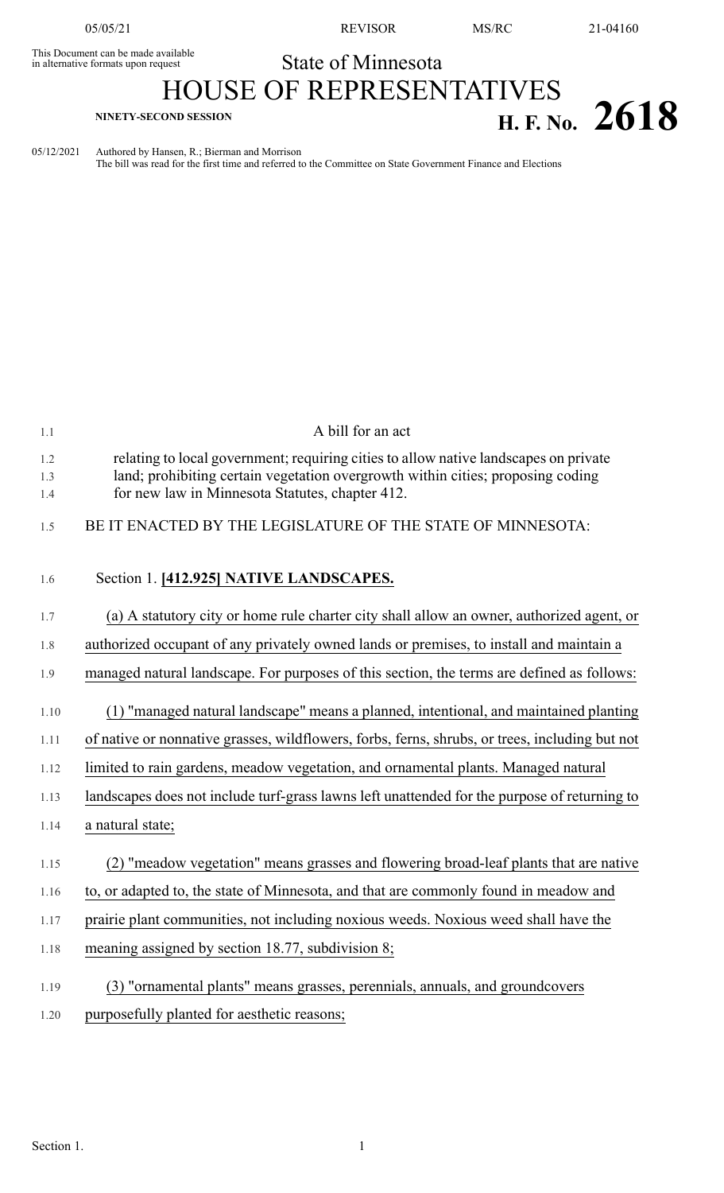This Document can be made available in alternative formats upon request

State of Minnesota

# HOUSE OF REPRESENTATIVES

**NINETY-SECOND SESSION**

# H. F. No. 2618

05/12/2021 Authored by Hansen, R.; Bierman and Morrison

The bill was read for the first time and referred to the Committee on State Government Finance and Elections

A bill for an act

relating to local government; requiring cities to allow native landscapes on private land; prohibiting certain vegetation overgrowth within cities; proposing coding for new law in Minnesota Statutes, chapter 412.

BE IT ENACTED BY THE LEGISLATURE OF THE STATE OF MINNESOTA:

Section 1. **[412.925] NATIVE LANDSCAPES.**

(a) A statutory city or home rule charter city shall allow an owner, authorized agent, or authorized occupant of any privately owned lands or premises, to install and maintain a managed natural landscape. For purposes of this section, the terms are defined as follows:

(1) "managed natural landscape" means a planned, intentional, and maintained planting of native or nonnative grasses, wildflowers, forbs, ferns, shrubs, or trees, including but not limited to rain gardens, meadow vegetation, and ornamental plants. Managed natural landscapes does not include turf-grass lawns left unattended for the purpose of returning to a natural state;

(2) "meadow vegetation" means grasses and flowering broad-leaf plants that are native to, or adapted to, the state of Minnesota, and that are commonly found in meadow and prairie plant communities, not including noxious weeds. Noxious weed shall have the meaning assigned by section 18.77, subdivision 8;

(3) "ornamental plants" means grasses, perennials, annuals, and groundcovers purposefully planted for aesthetic reasons;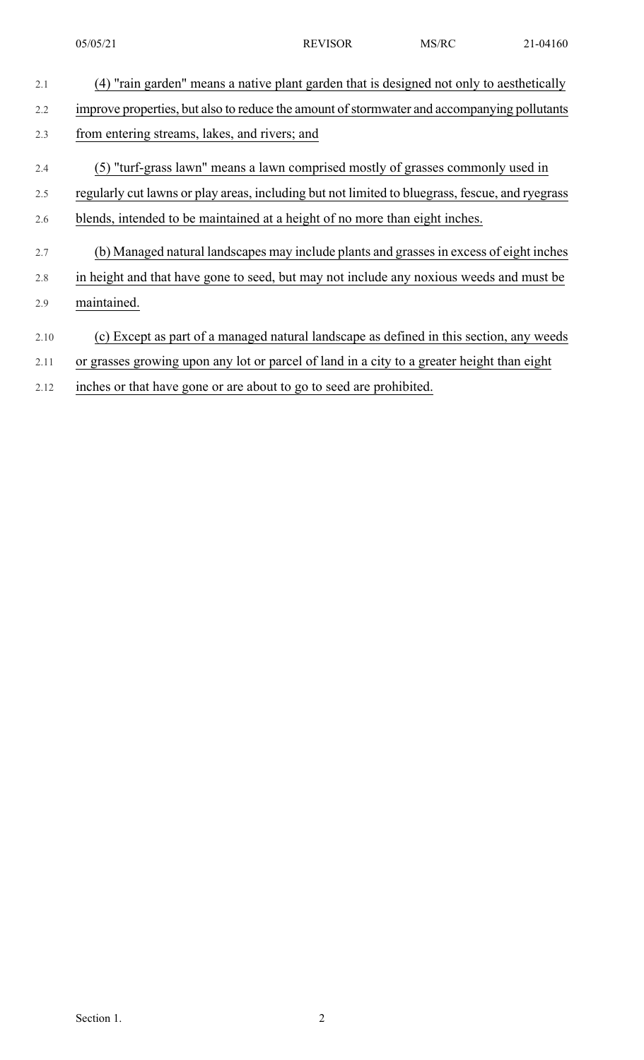(4) "rain garden" means a native plant garden that is designed not only to aesthetically improve properties, but also to reduce the amount of stormwater and accompanying pollutants from entering streams, lakes, and rivers; and

(5) "turf-grass lawn" means a lawn comprised mostly of grasses commonly used in regularly cut lawns or play areas, including but not limited to bluegrass, fescue, and ryegrass blends, intended to be maintained at a height of no more than eight inches.

(b) Managed natural landscapes may include plants and grasses in excess of eight inches in height and that have gone to seed, but may not include any noxious weeds and must be maintained.

(c) Except as part of a managed natural landscape as defined in this section, any weeds or grasses growing upon any lot or parcel of land in a city to a greater height than eight inches or that have gone or are about to go to seed are prohibited.